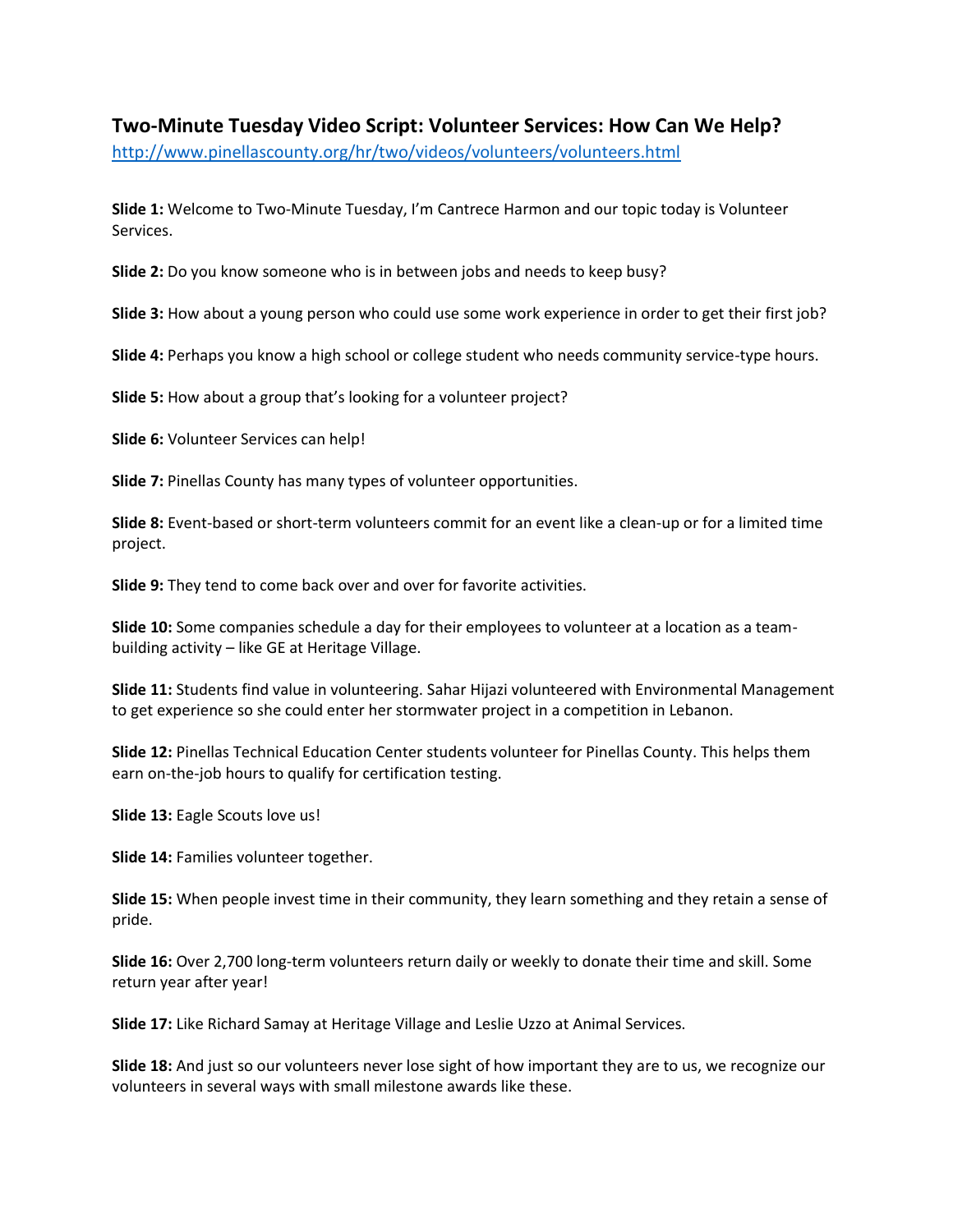## Two-Minute Tuesday Video Script: Volunteer Services: How Can We Help?

http://www.pinellascounty.org/hr/two/videos/volunteers/volunteers.html

**Slide 1:** Welcome to Two-Minute Tuesday, I'm Cantrece Harmon and our topic today is Volunteer Services.

**Slide 2:** Do you know someone who is in between jobs and needs to keep busy?

**Slide 3:** How about a young person who could use some work experience in order to get their first job?

**Slide 4:** Perhaps you know a high school or college student who needs community service-type hours.

**Slide 5:** How about a group that's looking for a volunteer project?

**Slide 6:** Volunteer Services can help!

**Slide 7:** Pinellas County has many types of volunteer opportunities.

**Slide 8:** Event-based or short-term volunteers commit for an event like a clean-up or for a limited time project.

**Slide 9:** They tend to come back over and over for favorite activities.

**Slide 10:** Some companies schedule a day for their employees to volunteer at a location as a team-building activity – like GE at Heritage Village.

**Slide 11:** Students find value in volunteering. Sahar Hijazi volunteered with Environmental Management to get experience so she could enter her stormwater project in a competition in Lebanon.

**Slide 12:** Pinellas Technical Education Center students volunteer for Pinellas County. This helps them earn on-the-job hours to qualify for certification testing.

**Slide 13:** Eagle Scouts love us!

**Slide 14:** Families volunteer together.

**Slide 15:** When people invest time in their community, they learn something and they retain a sense of pride.

**Slide 16:** Over 2,700 long-term volunteers return daily or weekly to donate their time and skill. Some return year after year!

**Slide 17:** Like Richard Samay at Heritage Village and Leslie Uzzo at Animal Services.

**Slide 18:** And just so our volunteers never lose sight of how important they are to us, we recognize our volunteers in several ways with small milestone awards like these.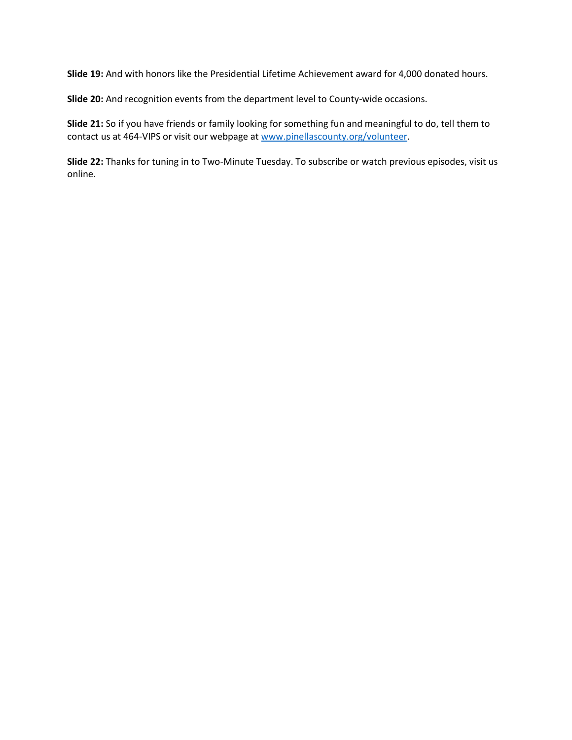**Slide 19:** And with honors like the Presidential Lifetime Achievement award for 4,000 donated hours.

**Slide 20:** And recognition events from the department level to County-wide occasions.

**Slide 21:** So if you have friends or family looking for something fun and meaningful to do, tell them to contact us at 464-VIPS or visit our webpage at [www.pinellascounty.org/volunteer](www.pinellascounty.org/volunteer).

**Slide 22:** Thanks for tuning in to Two-Minute Tuesday. To subscribe or watch previous episodes, visit us online.